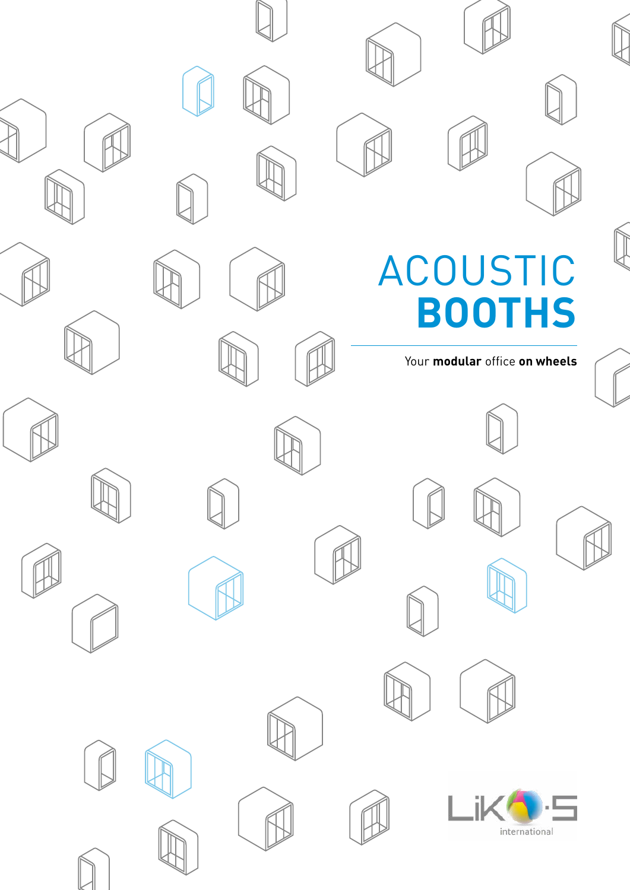# ACOUSTIC
# BOOTHS

Your **modular** office **on wheels**

LiKO-S
international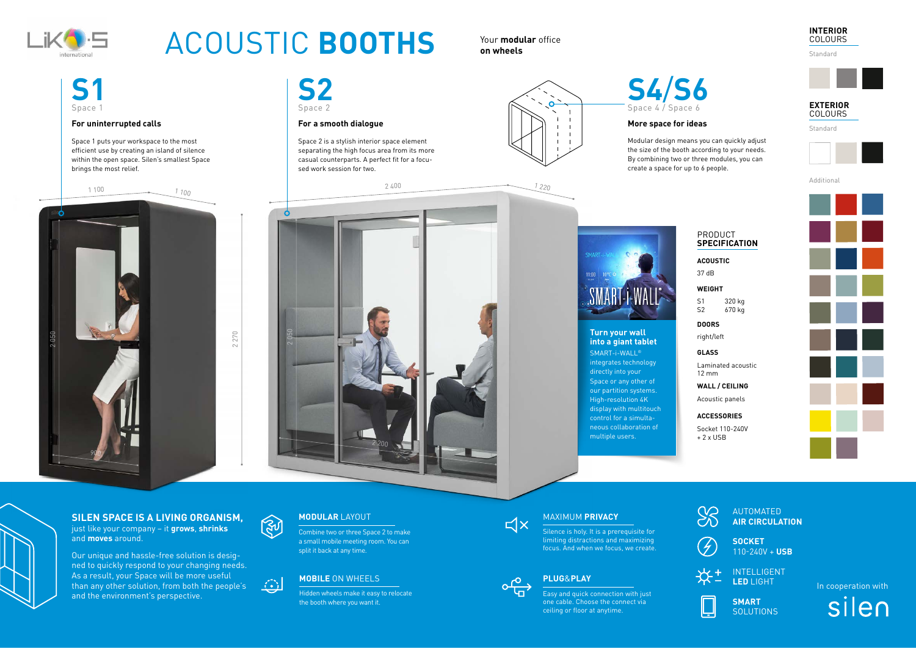# ACOUSTIC **BOOTHS**

Your **modular** office **on wheels**

## S1

Space 1

### For uninterrupted calls

Space 1 puts your workspace to the most efficient use by creating an island of silence within the open space. Silen's smallest Space brings the most relief.

1 100 · 1 100 · 2 050 · 2 270 · 900

## S2

Space 2

### For a smooth dialogue

Space 2 is a stylish interior space element separating the high focus area from its more casual counterparts. A perfect fit for a focused work session for two.

2 400 · 1 220 · 2 050 · 2 200

## S4/S6

Space 4 / Space 6

### More space for ideas

Modular design means you can quickly adjust the size of the booth according to your needs. By combining two or three modules, you can create a space for up to 6 people.

**Turn your wall into a giant tablet**

SMART-i-WALL® integrates technology directly into your Space or any other of our partition systems. High-resolution 4K display with multitouch control for a simultaneous collaboration of multiple users.

PRODUCT **SPECIFICATION**

**ACOUSTIC**
37 dB

**WEIGHT**
S1 320 kg
S2 670 kg

**DOORS**
right/left

**GLASS**
Laminated acoustic 12 mm

**WALL / CEILING**
Acoustic panels

**ACCESSORIES**
Socket 110-240V + 2 x USB

**INTERIOR** COLOURS

Standard

**EXTERIOR** COLOURS

Standard

Additional

## SILEN SPACE IS A LIVING ORGANISM,

just like your company – it **grows**, **shrinks** and **moves** around.

Our unique and hassle-free solution is designed to quickly respond to your changing needs. As a result, your Space will be more useful than any other solution, from both the people's and the environment's perspective.

**MODULAR** LAYOUT

Combine two or three Space 2 to make a small mobile meeting room. You can split it back at any time.

**MOBILE** ON WHEELS

Hidden wheels make it easy to relocate the booth where you want it.

MAXIMUM **PRIVACY**

Silence is holy. It is a prerequisite for limiting distractions and maximizing focus. And when we focus, we create.

**PLUG**&**PLAY**

Easy and quick connection with just one cable. Choose the connect via ceiling or floor at anytime.

AUTOMATED **AIR CIRCULATION**

**SOCKET** 110-240V + **USB**

INTELLIGENT **LED** LIGHT

**SMART** SOLUTIONS

In cooperation with silen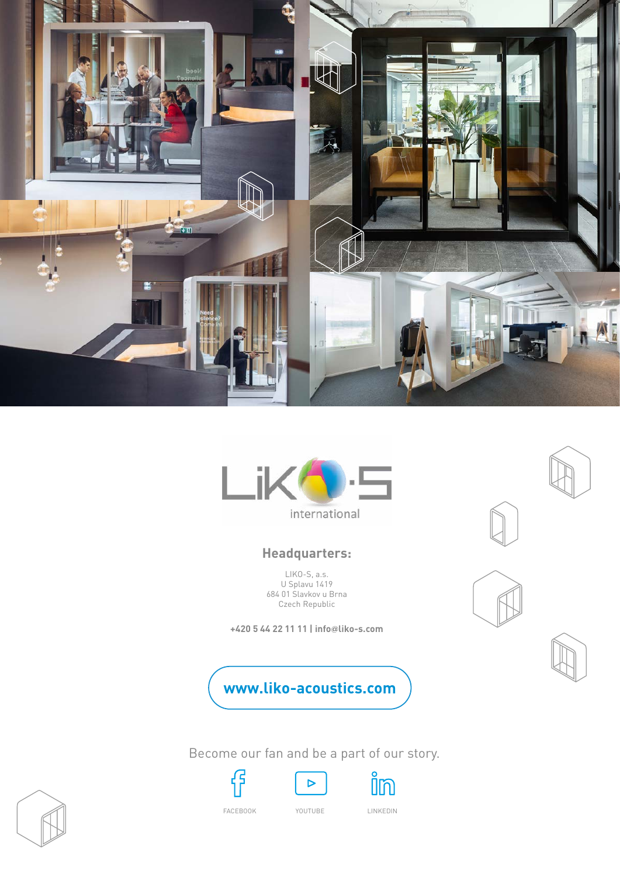LiKO-S international

## Headquarters:

LIKO-S, a.s.
U Splavu 1419
684 01 Slavkov u Brna
Czech Republic

**+420 5 44 22 11 11 | info@liko-s.com**

**www.liko-acoustics.com**

Become our fan and be a part of our story.

FACEBOOK

YOUTUBE

LINKEDIN